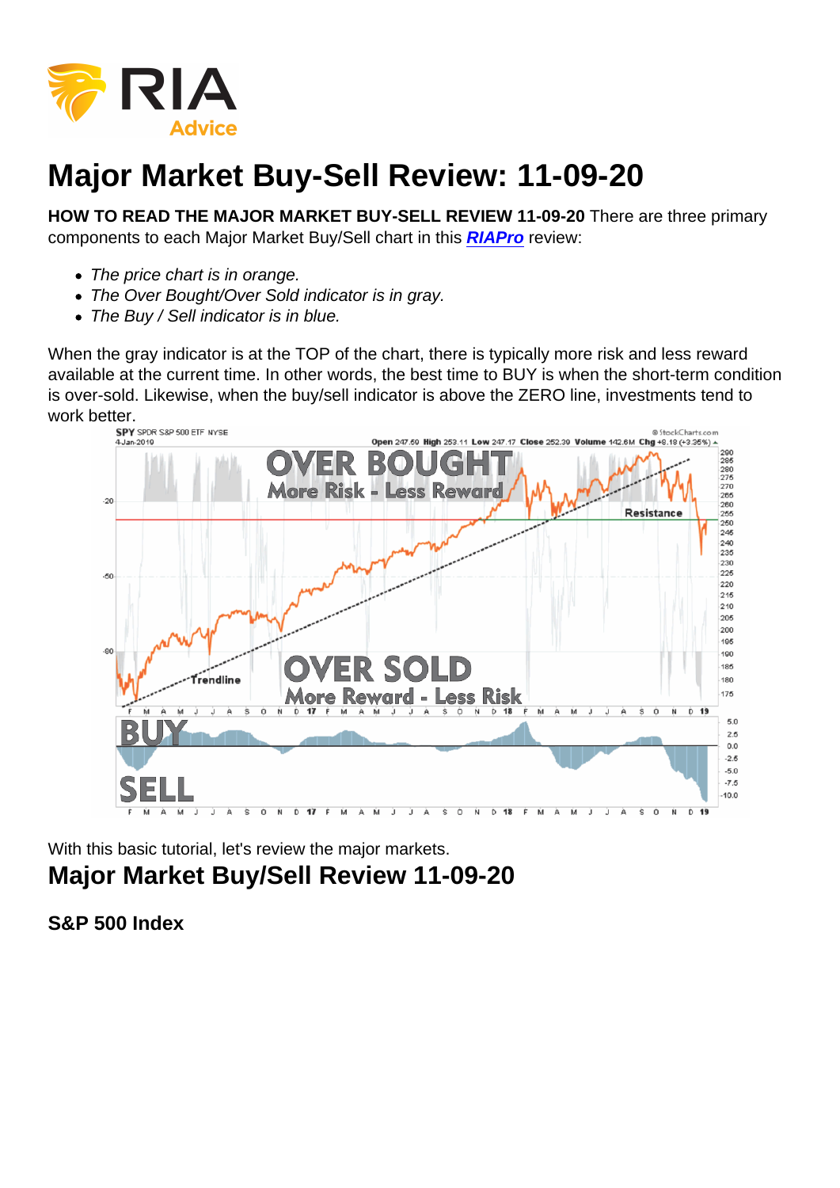# Major Market Buy-Sell Review: 11-09-20

**HOW TO READ THE MAJOR MARKET BUY-SELL REVIEW 11-09-20** There are three primary components to each Major Market Buy/Sell chart in this **RIAPro** review:

- *The price chart is in orange.*
- *The Over Bought/Over Sold indicator is in gray.*
- *The Buy / Sell indicator is in blue.*

When the gray indicator is at the TOP of the chart, there is typically more risk and less reward available at the current time. In other words, the best time to BUY is when the short-term condition is over-sold. Likewise, when the buy/sell indicator is above the ZERO line, investments tend to work better.

With this basic tutorial, let's review the major markets.

## Major Market Buy/Sell Review 11-09-20

**S&P 500 Index**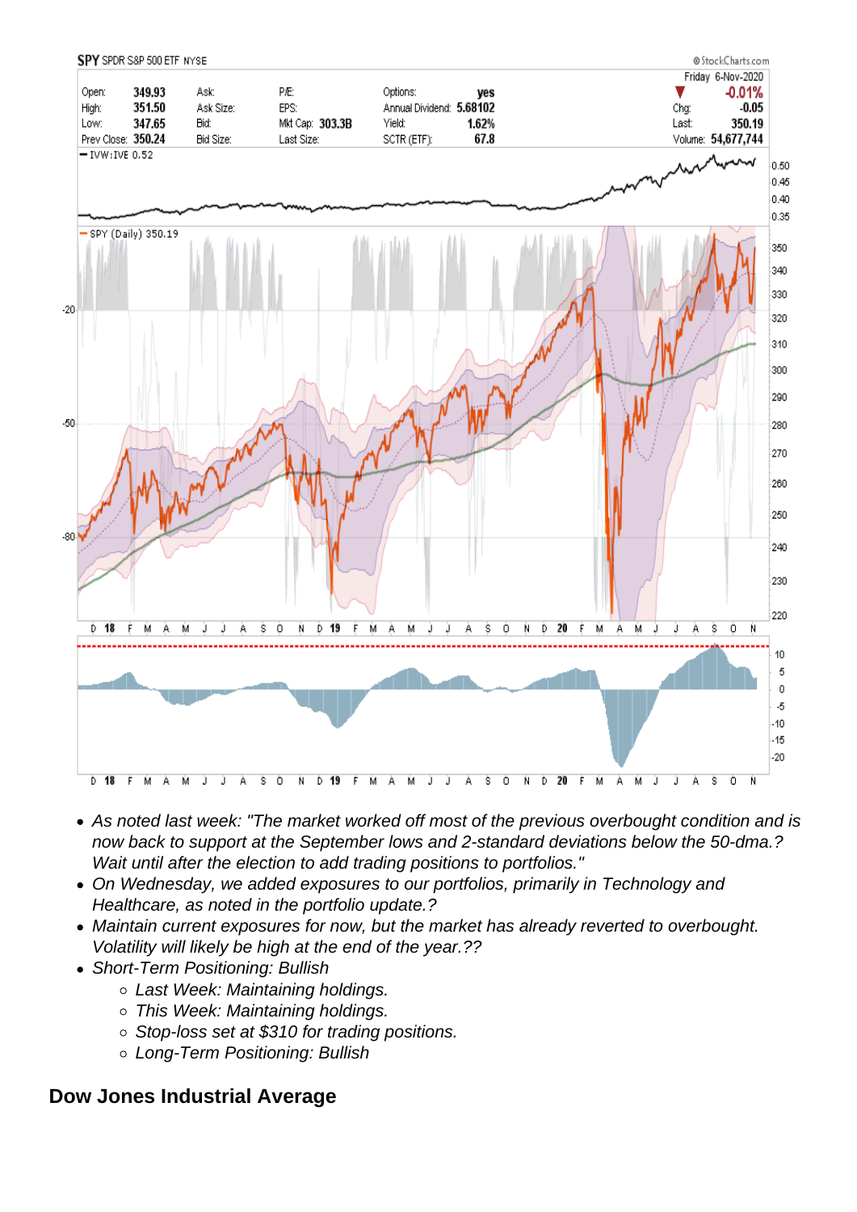- As noted last week: "The market worked off most of the previous overbought condition and is now back to support at the September lows and 2-standard deviations below the 50-dma.? Wait until after the election to add trading positions to portfolios."
- On Wednesday, we added exposures to our portfolios, primarily in Technology and Healthcare, as noted in the portfolio update.?
- Maintain current exposures for now, but the market has already reverted to overbought. Volatility will likely be high at the end of the year.??
- Short-Term Positioning: Bullish
  - Last Week: Maintaining holdings.
  - This Week: Maintaining holdings.
  - Stop-loss set at $310 for trading positions.
  - Long-Term Positioning: Bullish

## Dow Jones Industrial Average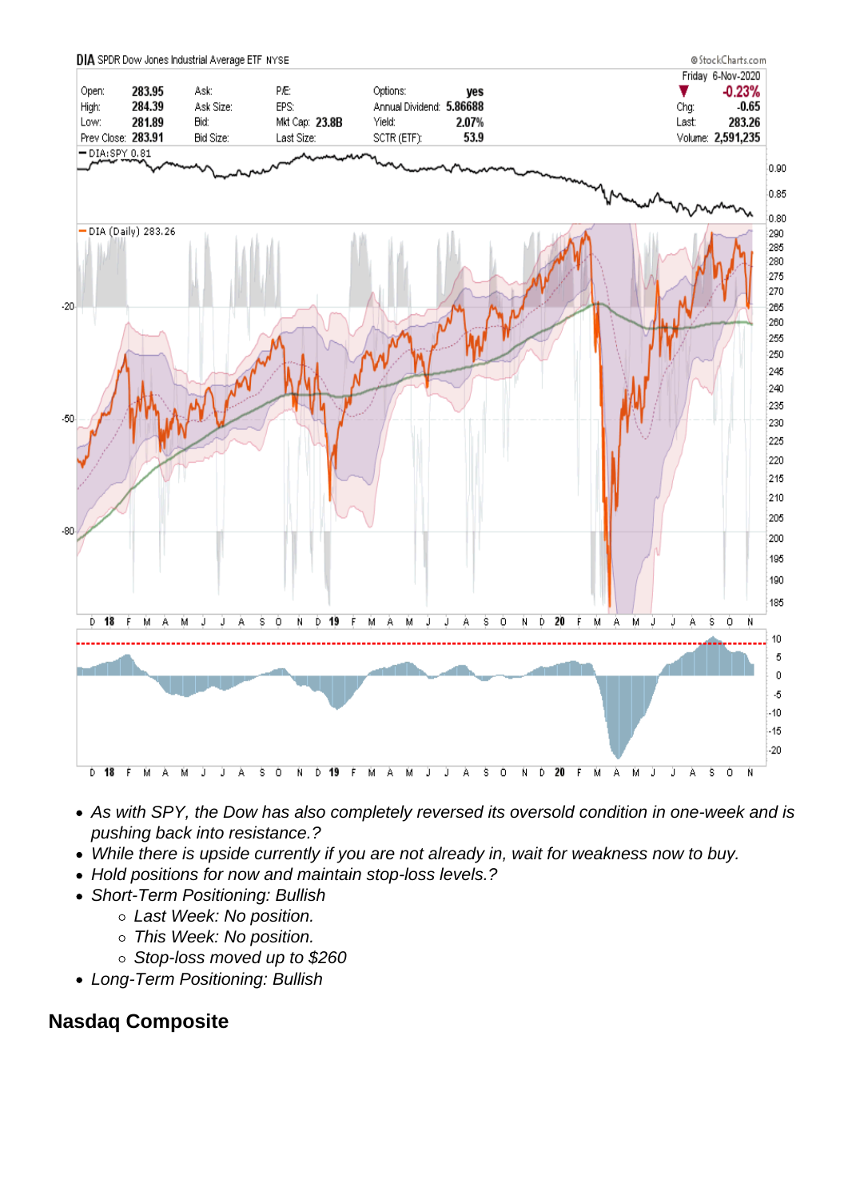- *As with SPY, the Dow has also completely reversed its oversold condition in one-week and is pushing back into resistance.?*
- *While there is upside currently if you are not already in, wait for weakness now to buy.*
- *Hold positions for now and maintain stop-loss levels.?*
- *Short-Term Positioning: Bullish*
  - *Last Week: No position.*
  - *This Week: No position.*
  - *Stop-loss moved up to $260*
- *Long-Term Positioning: Bullish*

## Nasdaq Composite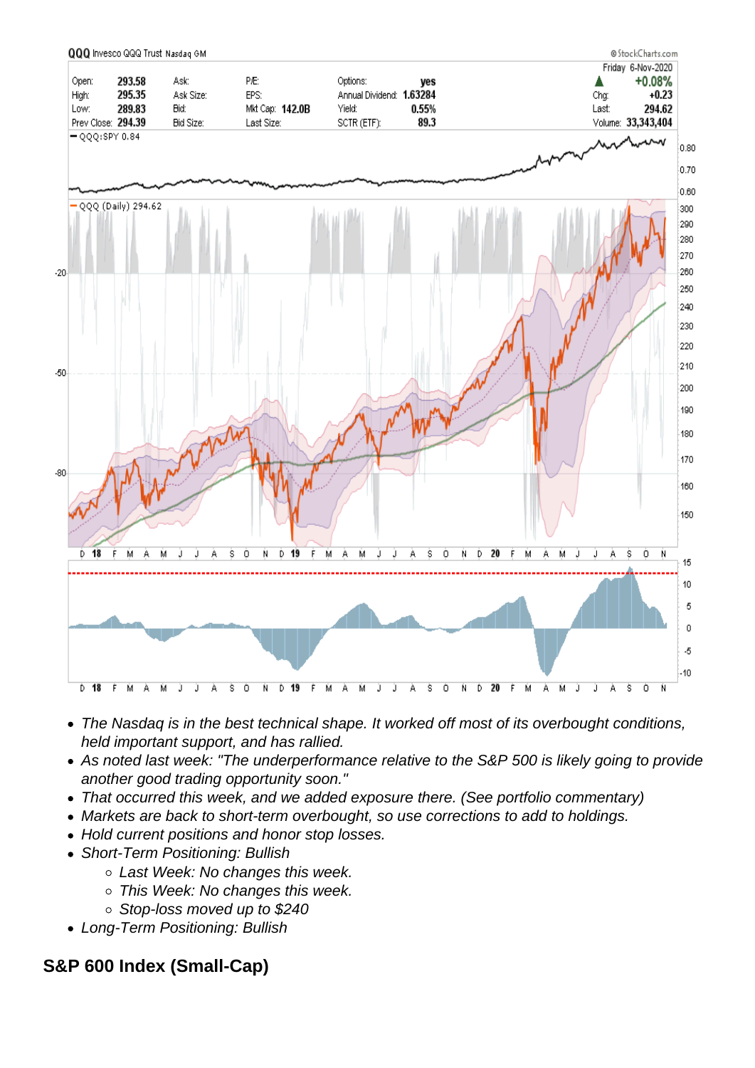- *The Nasdaq is in the best technical shape. It worked off most of its overbought conditions, held important support, and has rallied.*
- *As noted last week: "The underperformance relative to the S&P 500 is likely going to provide another good trading opportunity soon."*
- *That occurred this week, and we added exposure there. (See portfolio commentary)*
- *Markets are back to short-term overbought, so use corrections to add to holdings.*
- *Hold current positions and honor stop losses.*
- *Short-Term Positioning: Bullish*
    - *Last Week: No changes this week.*
    - *This Week: No changes this week.*
    - *Stop-loss moved up to $240*
- *Long-Term Positioning: Bullish*

## S&P 600 Index (Small-Cap)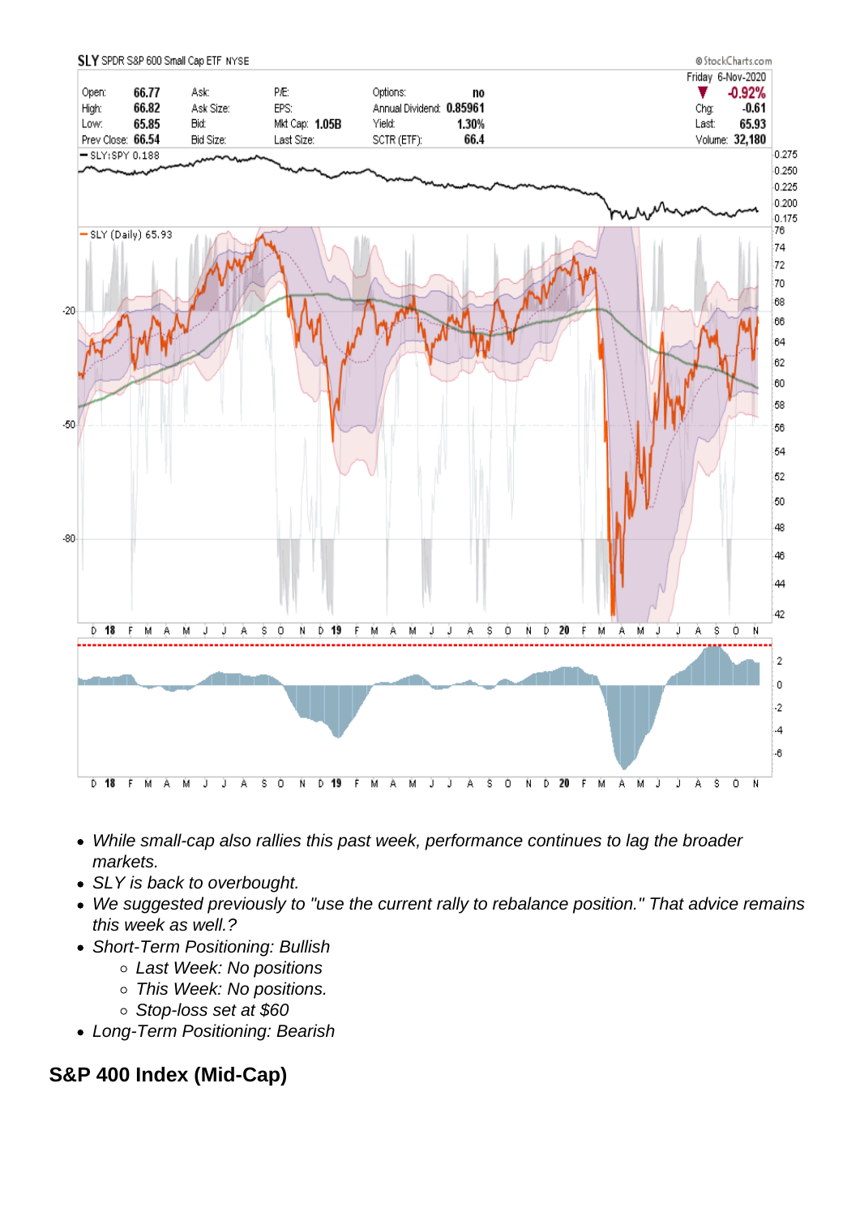- *While small-cap also rallies this past week, performance continues to lag the broader markets.*
- *SLY is back to overbought.*
- *We suggested previously to "use the current rally to rebalance position." That advice remains this week as well.?*
- *Short-Term Positioning: Bullish*
  - *Last Week: No positions*
  - *This Week: No positions.*
  - *Stop-loss set at $60*
- *Long-Term Positioning: Bearish*

## S&P 400 Index (Mid-Cap)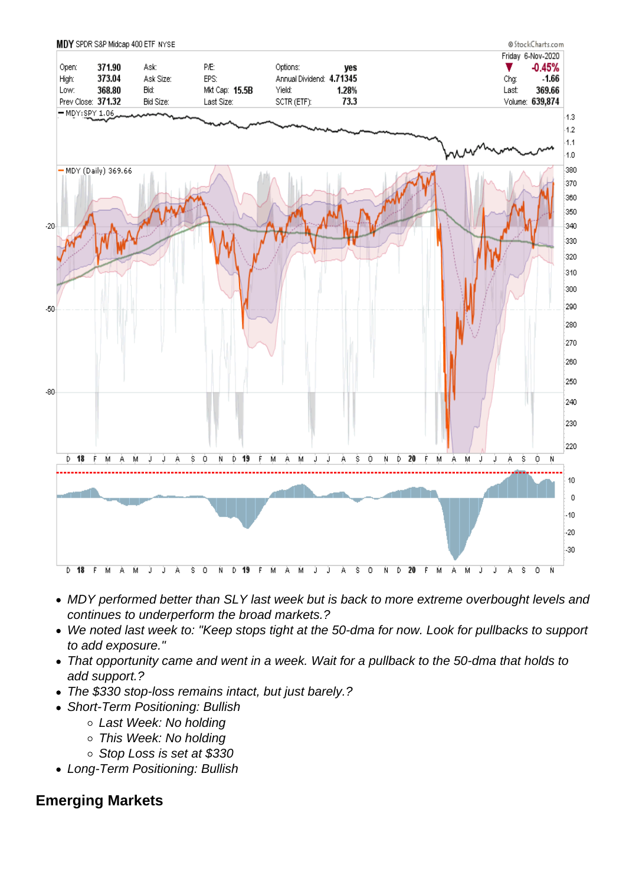- *MDY performed better than SLY last week but is back to more extreme overbought levels and continues to underperform the broad markets.?*
- *We noted last week to: "Keep stops tight at the 50-dma for now. Look for pullbacks to support to add exposure."*
- *That opportunity came and went in a week. Wait for a pullback to the 50-dma that holds to add support.?*
- *The $330 stop-loss remains intact, but just barely.?*
- *Short-Term Positioning: Bullish*
  - *Last Week: No holding*
  - *This Week: No holding*
  - *Stop Loss is set at $330*
- *Long-Term Positioning: Bullish*

## Emerging Markets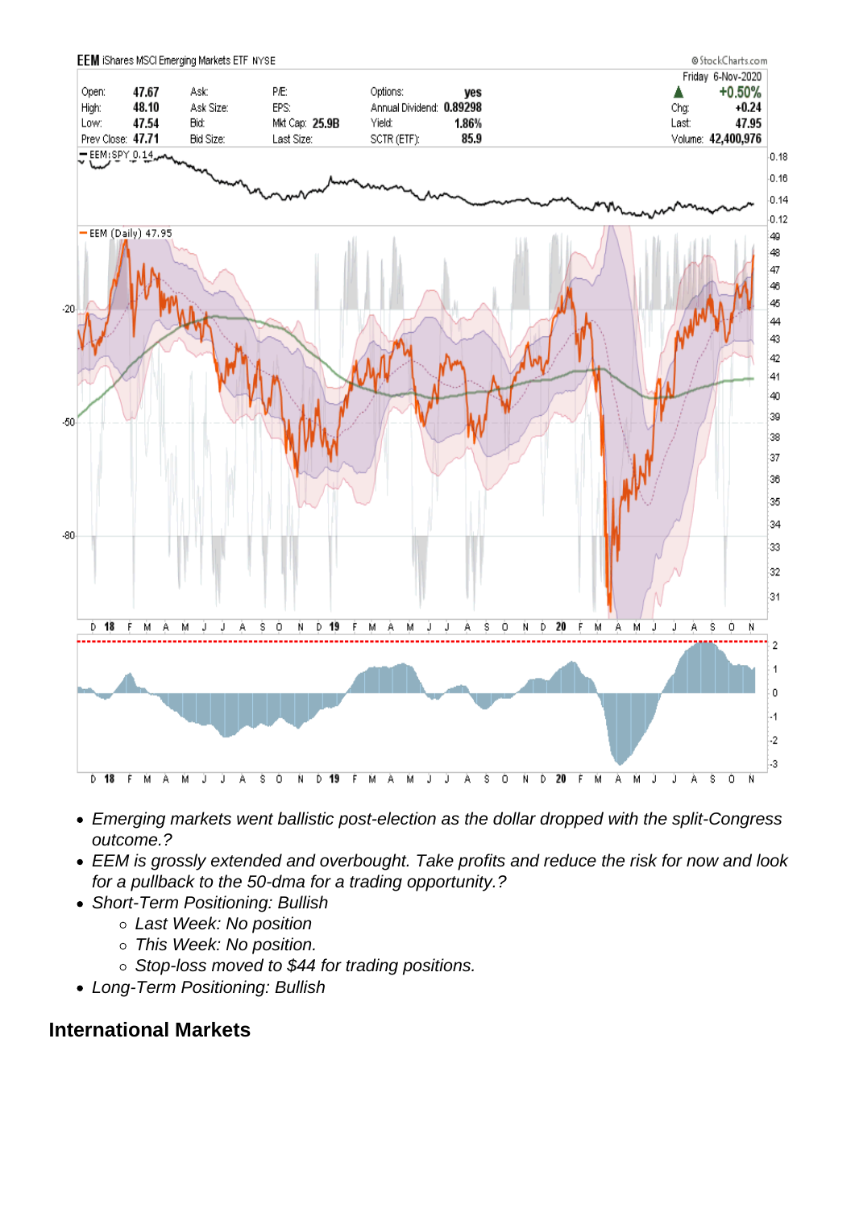- *Emerging markets went ballistic post-election as the dollar dropped with the split-Congress outcome.?*
- *EEM is grossly extended and overbought. Take profits and reduce the risk for now and look for a pullback to the 50-dma for a trading opportunity.?*
- *Short-Term Positioning: Bullish*
    - *Last Week: No position*
    - *This Week: No position.*
    - *Stop-loss moved to $44 for trading positions.*
- *Long-Term Positioning: Bullish*

## International Markets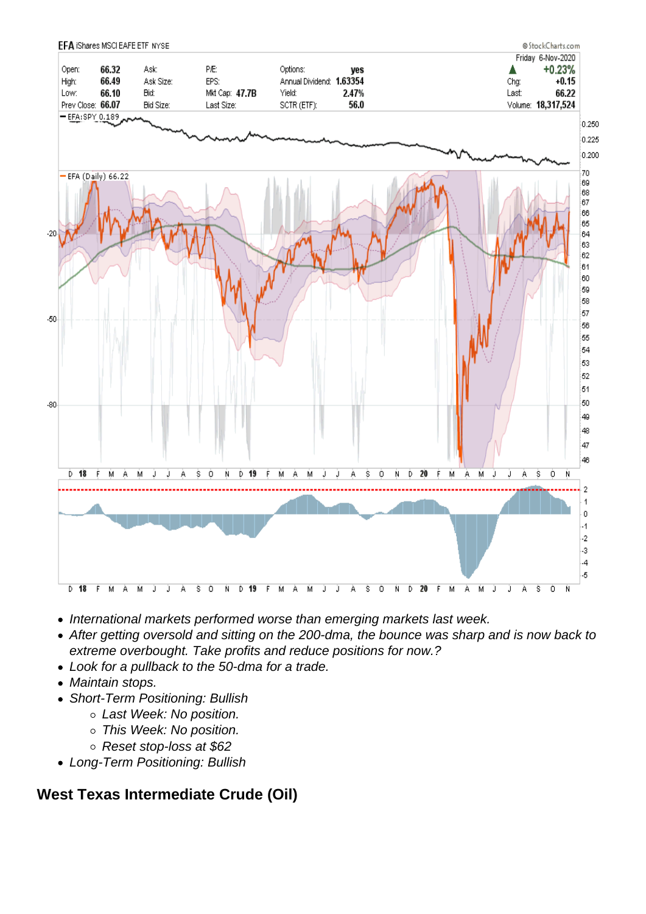- *International markets performed worse than emerging markets last week.*
- *After getting oversold and sitting on the 200-dma, the bounce was sharp and is now back to extreme overbought. Take profits and reduce positions for now.?*
- *Look for a pullback to the 50-dma for a trade.*
- *Maintain stops.*
- *Short-Term Positioning: Bullish*
    - *Last Week: No position.*
    - *This Week: No position.*
    - *Reset stop-loss at $62*
- *Long-Term Positioning: Bullish*

## West Texas Intermediate Crude (Oil)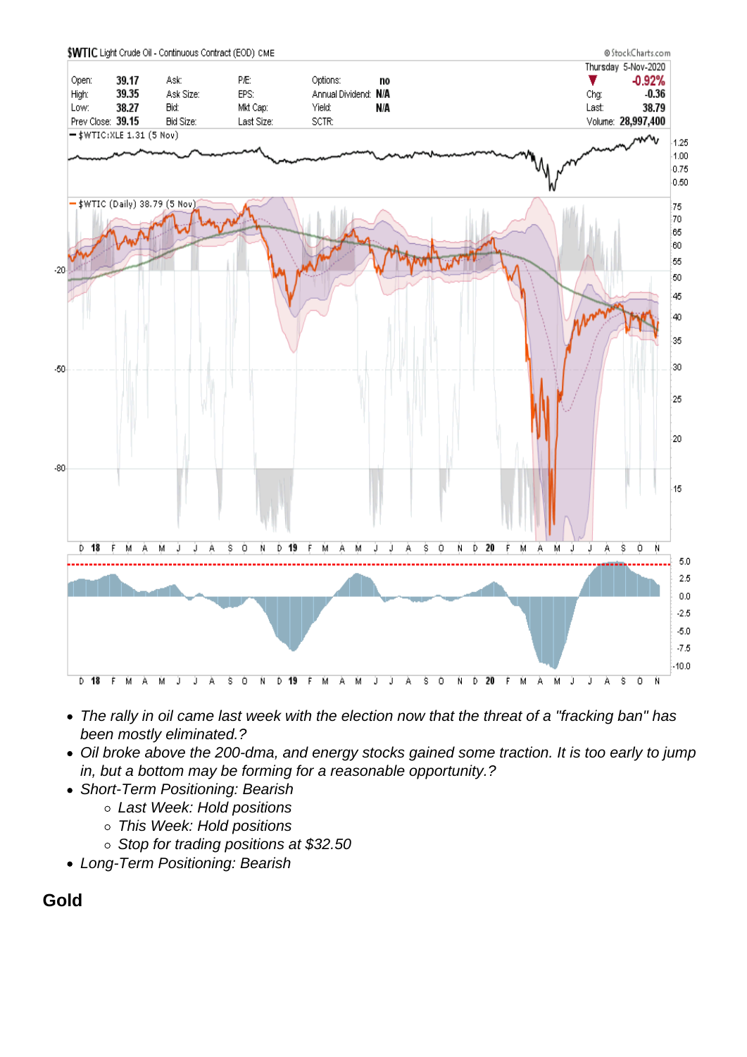- The rally in oil came last week with the election now that the threat of a "fracking ban" has been mostly eliminated.?
- Oil broke above the 200-dma, and energy stocks gained some traction. It is too early to jump in, but a bottom may be forming for a reasonable opportunity.?
- Short-Term Positioning: Bearish
    - Last Week: Hold positions
    - This Week: Hold positions
    - Stop for trading positions at $32.50
- Long-Term Positioning: Bearish

## Gold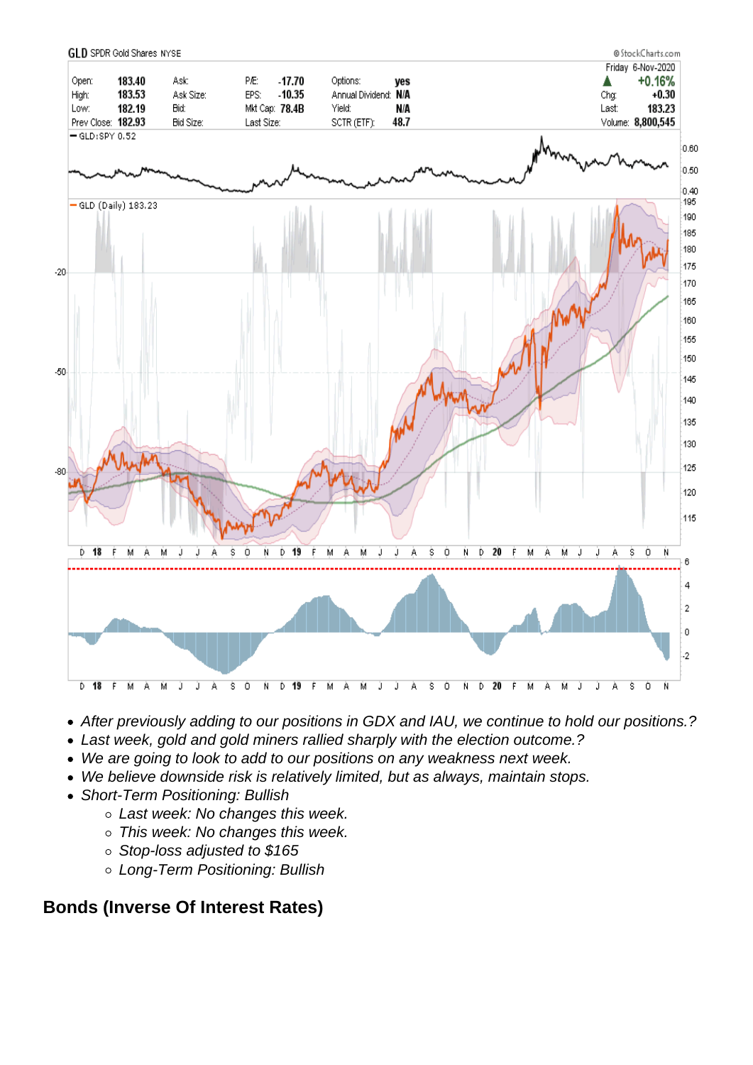- *After previously adding to our positions in GDX and IAU, we continue to hold our positions.?*
- *Last week, gold and gold miners rallied sharply with the election outcome.?*
- *We are going to look to add to our positions on any weakness next week.*
- *We believe downside risk is relatively limited, but as always, maintain stops.*
- *Short-Term Positioning: Bullish*
  - *Last week: No changes this week.*
  - *This week: No changes this week.*
  - *Stop-loss adjusted to $165*
  - *Long-Term Positioning: Bullish*

## Bonds (Inverse Of Interest Rates)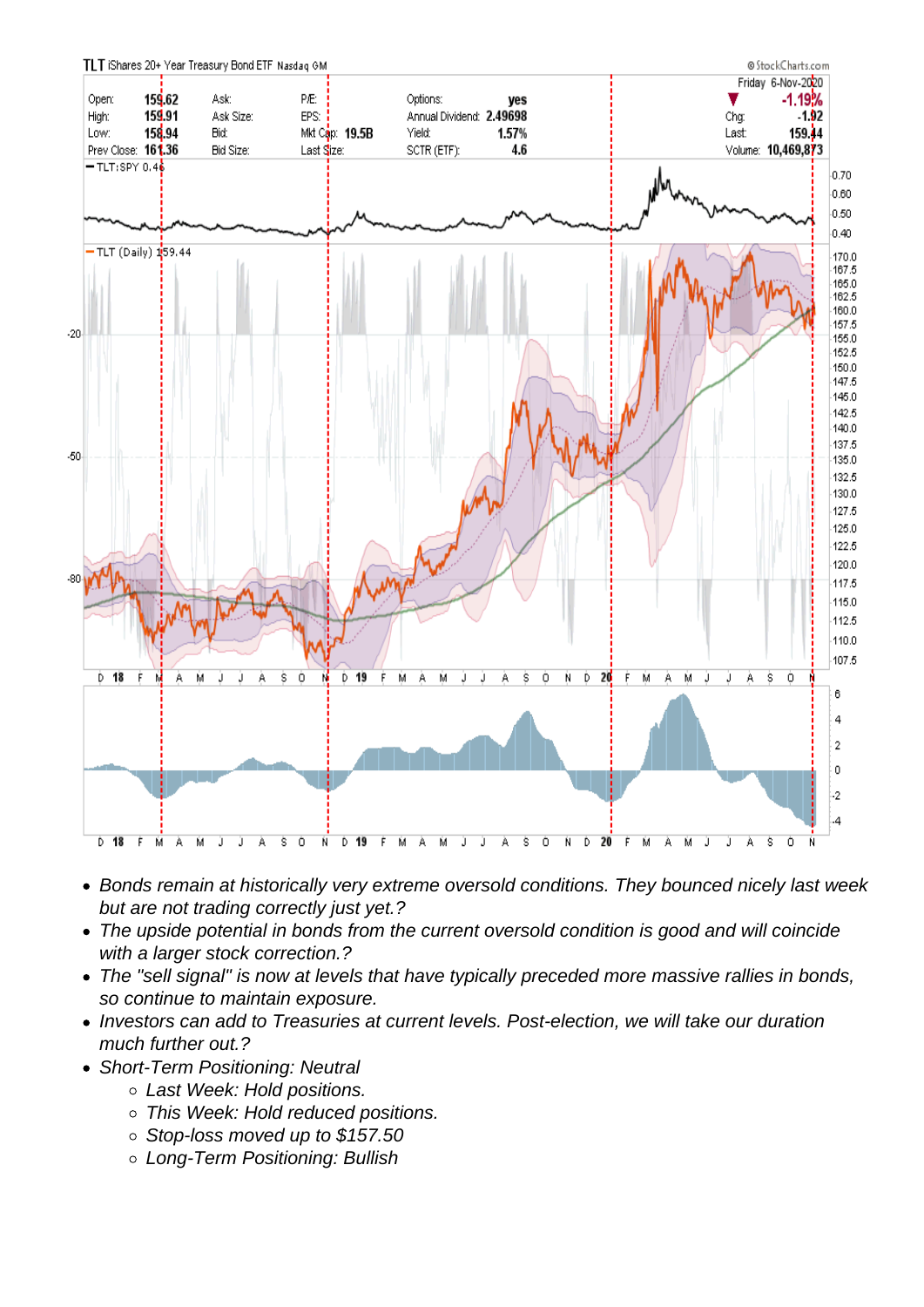- *Bonds remain at historically very extreme oversold conditions. They bounced nicely last week but are not trading correctly just yet.?*
- *The upside potential in bonds from the current oversold condition is good and will coincide with a larger stock correction.?*
- *The "sell signal" is now at levels that have typically preceded more massive rallies in bonds, so continue to maintain exposure.*
- *Investors can add to Treasuries at current levels. Post-election, we will take our duration much further out.?*
- *Short-Term Positioning: Neutral*
  - *Last Week: Hold positions.*
  - *This Week: Hold reduced positions.*
  - *Stop-loss moved up to $157.50*
  - *Long-Term Positioning: Bullish*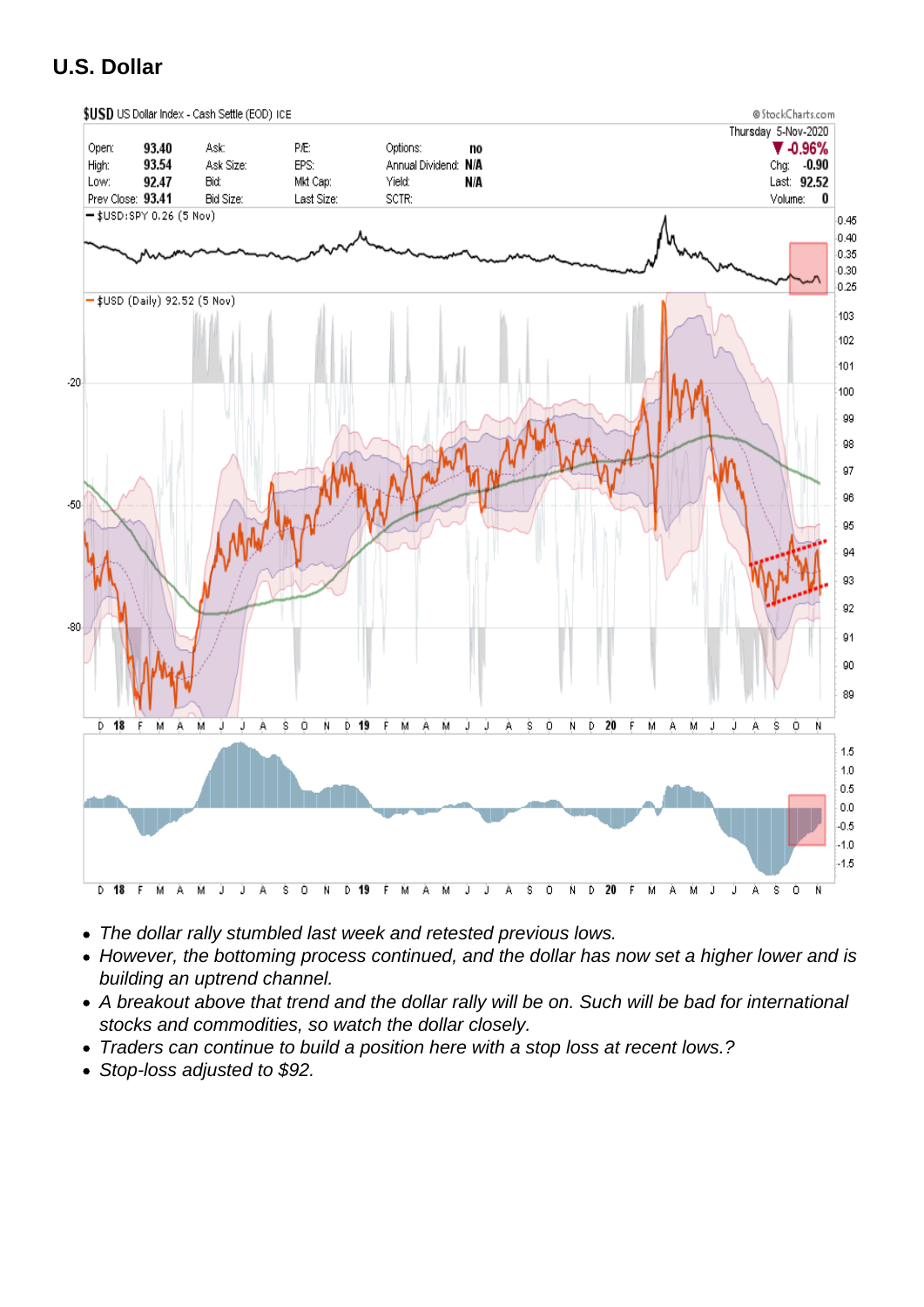## U.S. Dollar

$USD US Dollar Index - Cash Settle (EOD) ICE

@StockCharts.com

Thursday 5-Nov-2020

Open: 93.40 High: 93.54 Low: 92.47 Prev Close: 93.41

Ask: Ask Size: Bid: Bid Size:

P/E: EPS: Mkt Cap: Last Size:

Options: no Annual Dividend: N/A Yield: N/A SCTR:

▼-0.96% Chg: -0.90 Last: 92.52 Volume: 0

— $USD:SPY 0.26 (5 Nov)

0.45 0.40 0.35 0.30 0.25

— $USD (Daily) 92.52 (5 Nov)

103 102 101 100 99 98 97 96 95 94 93 92 91 90 89

-20 -50 -80

D 18 F M A M J J A S O N D 19 F M A M J J A S O N D 20 F M A M J J A S O N

1.5 1.0 0.5 0.0 -0.5 -1.0 -1.5

D 18 F M A M J J A S O N D 19 F M A M J J A S O N D 20 F M A M J J A S O N

- *The dollar rally stumbled last week and retested previous lows.*
- *However, the bottoming process continued, and the dollar has now set a higher lower and is building an uptrend channel.*
- *A breakout above that trend and the dollar rally will be on. Such will be bad for international stocks and commodities, so watch the dollar closely.*
- *Traders can continue to build a position here with a stop loss at recent lows.?*
- *Stop-loss adjusted to $92.*